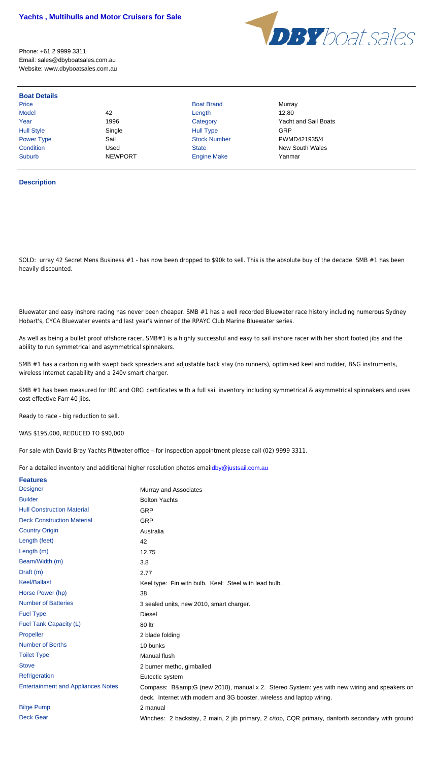# Yachts , Multihulls and Motor Cruisers for Sale

Phone: +61 2 9999 3311
Email: sales@dbyboatsales.com.au
Website: www.dbyboatsales.com.au

## Boat Details

| | | | |
|---|---|---|---|
| Price | | Boat Brand | Murray |
| Model | 42 | Length | 12.80 |
| Year | 1996 | Category | Yacht and Sail Boats |
| Hull Style | Single | Hull Type | GRP |
| Power Type | Sail | Stock Number | PWMD421935/4 |
| Condition | Used | State | New South Wales |
| Suburb | NEWPORT | Engine Make | Yanmar |

## Description

SOLD: urray 42 Secret Mens Business #1 - has now been dropped to $90k to sell. This is the absolute buy of the decade. SMB #1 has been heavily discounted.

Bluewater and easy inshore racing has never been cheaper. SMB #1 has a well recorded Bluewater race history including numerous Sydney Hobart's, CYCA Bluewater events and last year's winner of the RPAYC Club Marine Bluewater series.

As well as being a bullet proof offshore racer, SMB#1 is a highly successful and easy to sail inshore racer with her short footed jibs and the ability to run symmetrical and asymmetrical spinnakers.

SMB #1 has a carbon rig with swept back spreaders and adjustable back stay (no runners), optimised keel and rudder, B&G instruments, wireless Internet capability and a 240v smart charger.

SMB #1 has been measured for IRC and ORCi certificates with a full sail inventory including symmetrical & asymmetrical spinnakers and uses cost effective Farr 40 jibs.

Ready to race - big reduction to sell.

WAS $195,000, REDUCED TO $90,000

For sale with David Bray Yachts Pittwater office – for inspection appointment please call (02) 9999 3311.

For a detailed inventory and additional higher resolution photos emaildby@justsail.com.au

## Features

| | |
|---|---|
| Designer | Murray and Associates |
| Builder | Bolton Yachts |
| Hull Construction Material | GRP |
| Deck Construction Material | GRP |
| Country Origin | Australia |
| Length (feet) | 42 |
| Length (m) | 12.75 |
| Beam/Width (m) | 3.8 |
| Draft (m) | 2.77 |
| Keel/Ballast | Keel type: Fin with bulb. Keel: Steel with lead bulb. |
| Horse Power (hp) | 38 |
| Number of Batteries | 3 sealed units, new 2010, smart charger. |
| Fuel Type | Diesel |
| Fuel Tank Capacity (L) | 80 ltr |
| Propeller | 2 blade folding |
| Number of Berths | 10 bunks |
| Toilet Type | Manual flush |
| Stove | 2 burner metho, gimballed |
| Refrigeration | Eutectic system |
| Entertainment and Appliances Notes | Compass: B&amp;G (new 2010), manual x 2. Stereo System: yes with new wiring and speakers on deck. Internet with modem and 3G booster, wireless and laptop wiring. |
| Bilge Pump | 2 manual |
| Deck Gear | Winches: 2 backstay, 2 main, 2 jib primary, 2 c/top, CQR primary, danforth secondary with ground |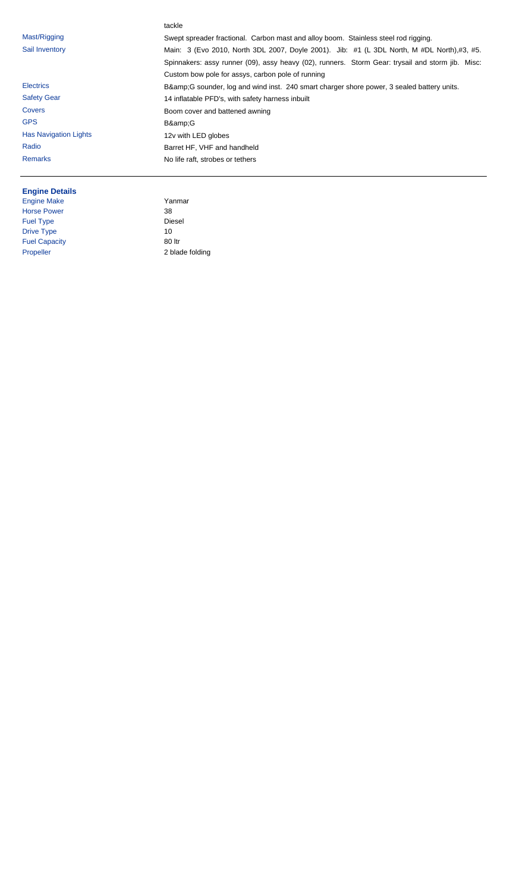| | |
|---|---|
| | tackle |
| Mast/Rigging | Swept spreader fractional. Carbon mast and alloy boom. Stainless steel rod rigging. |
| Sail Inventory | Main: 3 (Evo 2010, North 3DL 2007, Doyle 2001). Jib: #1 (L 3DL North, M #DL North),#3, #5. Spinnakers: assy runner (09), assy heavy (02), runners. Storm Gear: trysail and storm jib. Misc: Custom bow pole for assys, carbon pole of running |
| Electrics | B&amp;G sounder, log and wind inst. 240 smart charger shore power, 3 sealed battery units. |
| Safety Gear | 14 inflatable PFD's, with safety harness inbuilt |
| Covers | Boom cover and battened awning |
| GPS | B&amp;G |
| Has Navigation Lights | 12v with LED globes |
| Radio | Barret HF, VHF and handheld |
| Remarks | No life raft, strobes or tethers |

## Engine Details

| | |
|---|---|
| Engine Make | Yanmar |
| Horse Power | 38 |
| Fuel Type | Diesel |
| Drive Type | 10 |
| Fuel Capacity | 80 ltr |
| Propeller | 2 blade folding |